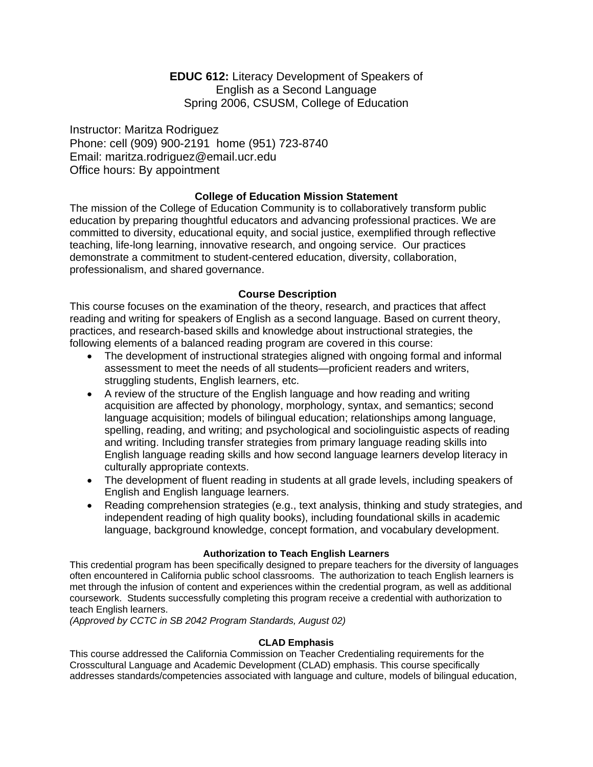**EDUC 612:** Literacy Development of Speakers of English as a Second Language
Spring 2006, CSUSM, College of Education

Instructor: Maritza Rodriguez
Phone: cell (909) 900-2191 home (951) 723-8740
Email: maritza.rodriguez@email.ucr.edu
Office hours: By appointment

## College of Education Mission Statement

The mission of the College of Education Community is to collaboratively transform public education by preparing thoughtful educators and advancing professional practices. We are committed to diversity, educational equity, and social justice, exemplified through reflective teaching, life-long learning, innovative research, and ongoing service. Our practices demonstrate a commitment to student-centered education, diversity, collaboration, professionalism, and shared governance.

## Course Description

This course focuses on the examination of the theory, research, and practices that affect reading and writing for speakers of English as a second language. Based on current theory, practices, and research-based skills and knowledge about instructional strategies, the following elements of a balanced reading program are covered in this course:

- The development of instructional strategies aligned with ongoing formal and informal assessment to meet the needs of all students—proficient readers and writers, struggling students, English learners, etc.
- A review of the structure of the English language and how reading and writing acquisition are affected by phonology, morphology, syntax, and semantics; second language acquisition; models of bilingual education; relationships among language, spelling, reading, and writing; and psychological and sociolinguistic aspects of reading and writing. Including transfer strategies from primary language reading skills into English language reading skills and how second language learners develop literacy in culturally appropriate contexts.
- The development of fluent reading in students at all grade levels, including speakers of English and English language learners.
- Reading comprehension strategies (e.g., text analysis, thinking and study strategies, and independent reading of high quality books), including foundational skills in academic language, background knowledge, concept formation, and vocabulary development.

### Authorization to Teach English Learners

This credential program has been specifically designed to prepare teachers for the diversity of languages often encountered in California public school classrooms. The authorization to teach English learners is met through the infusion of content and experiences within the credential program, as well as additional coursework. Students successfully completing this program receive a credential with authorization to teach English learners.
*(Approved by CCTC in SB 2042 Program Standards, August 02)*

### CLAD Emphasis

This course addressed the California Commission on Teacher Credentialing requirements for the Crosscultural Language and Academic Development (CLAD) emphasis. This course specifically addresses standards/competencies associated with language and culture, models of bilingual education,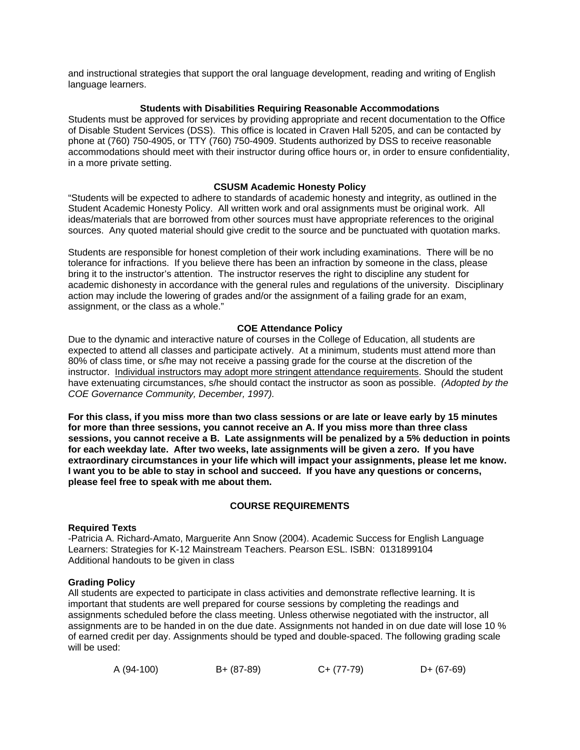and instructional strategies that support the oral language development, reading and writing of English language learners.

### Students with Disabilities Requiring Reasonable Accommodations

Students must be approved for services by providing appropriate and recent documentation to the Office of Disable Student Services (DSS). This office is located in Craven Hall 5205, and can be contacted by phone at (760) 750-4905, or TTY (760) 750-4909. Students authorized by DSS to receive reasonable accommodations should meet with their instructor during office hours or, in order to ensure confidentiality, in a more private setting.

### CSUSM Academic Honesty Policy

"Students will be expected to adhere to standards of academic honesty and integrity, as outlined in the Student Academic Honesty Policy. All written work and oral assignments must be original work. All ideas/materials that are borrowed from other sources must have appropriate references to the original sources. Any quoted material should give credit to the source and be punctuated with quotation marks.

Students are responsible for honest completion of their work including examinations. There will be no tolerance for infractions. If you believe there has been an infraction by someone in the class, please bring it to the instructor's attention. The instructor reserves the right to discipline any student for academic dishonesty in accordance with the general rules and regulations of the university. Disciplinary action may include the lowering of grades and/or the assignment of a failing grade for an exam, assignment, or the class as a whole."

### COE Attendance Policy

Due to the dynamic and interactive nature of courses in the College of Education, all students are expected to attend all classes and participate actively. At a minimum, students must attend more than 80% of class time, or s/he may not receive a passing grade for the course at the discretion of the instructor. Individual instructors may adopt more stringent attendance requirements. Should the student have extenuating circumstances, s/he should contact the instructor as soon as possible. *(Adopted by the COE Governance Community, December, 1997).*

**For this class, if you miss more than two class sessions or are late or leave early by 15 minutes for more than three sessions, you cannot receive an A. If you miss more than three class sessions, you cannot receive a B. Late assignments will be penalized by a 5% deduction in points for each weekday late. After two weeks, late assignments will be given a zero. If you have extraordinary circumstances in your life which will impact your assignments, please let me know. I want you to be able to stay in school and succeed. If you have any questions or concerns, please feel free to speak with me about them.**

## COURSE REQUIREMENTS

**Required Texts**

-Patricia A. Richard-Amato, Marguerite Ann Snow (2004). Academic Success for English Language Learners: Strategies for K-12 Mainstream Teachers. Pearson ESL. ISBN: 0131899104
Additional handouts to be given in class

**Grading Policy**

All students are expected to participate in class activities and demonstrate reflective learning. It is important that students are well prepared for course sessions by completing the readings and assignments scheduled before the class meeting. Unless otherwise negotiated with the instructor, all assignments are to be handed in on the due date. Assignments not handed in on due date will lose 10 % of earned credit per day. Assignments should be typed and double-spaced. The following grading scale will be used:

| A (94-100) | B+ (87-89) | C+ (77-79) | D+ (67-69) |
|---|---|---|---|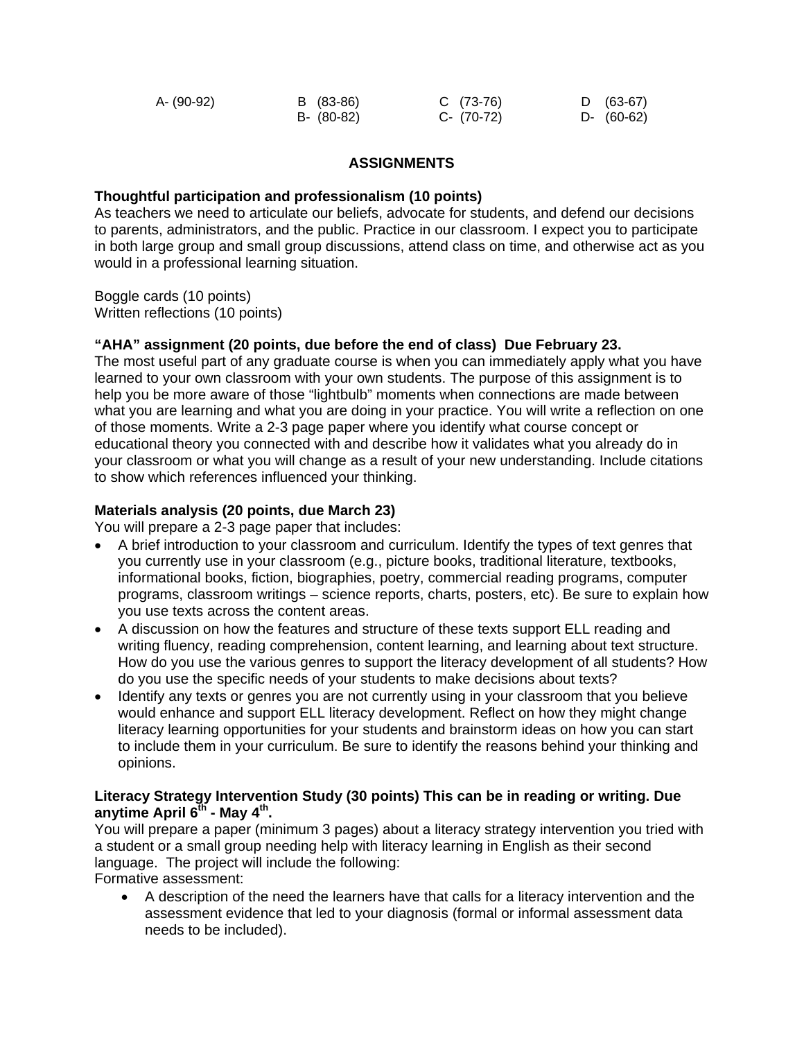| | | | |
|---|---|---|---|
| A- (90-92) | B (83-86) | C (73-76) | D (63-67) |
| | B- (80-82) | C- (70-72) | D- (60-62) |

## ASSIGNMENTS

**Thoughtful participation and professionalism (10 points)**
As teachers we need to articulate our beliefs, advocate for students, and defend our decisions to parents, administrators, and the public. Practice in our classroom. I expect you to participate in both large group and small group discussions, attend class on time, and otherwise act as you would in a professional learning situation.

Boggle cards (10 points)
Written reflections (10 points)

**"AHA" assignment (20 points, due before the end of class) Due February 23.**
The most useful part of any graduate course is when you can immediately apply what you have learned to your own classroom with your own students. The purpose of this assignment is to help you be more aware of those "lightbulb" moments when connections are made between what you are learning and what you are doing in your practice. You will write a reflection on one of those moments. Write a 2-3 page paper where you identify what course concept or educational theory you connected with and describe how it validates what you already do in your classroom or what you will change as a result of your new understanding. Include citations to show which references influenced your thinking.

**Materials analysis (20 points, due March 23)**
You will prepare a 2-3 page paper that includes:

- A brief introduction to your classroom and curriculum. Identify the types of text genres that you currently use in your classroom (e.g., picture books, traditional literature, textbooks, informational books, fiction, biographies, poetry, commercial reading programs, computer programs, classroom writings – science reports, charts, posters, etc). Be sure to explain how you use texts across the content areas.
- A discussion on how the features and structure of these texts support ELL reading and writing fluency, reading comprehension, content learning, and learning about text structure. How do you use the various genres to support the literacy development of all students? How do you use the specific needs of your students to make decisions about texts?
- Identify any texts or genres you are not currently using in your classroom that you believe would enhance and support ELL literacy development. Reflect on how they might change literacy learning opportunities for your students and brainstorm ideas on how you can start to include them in your curriculum. Be sure to identify the reasons behind your thinking and opinions.

**Literacy Strategy Intervention Study (30 points) This can be in reading or writing. Due anytime April 6th - May 4th.**
You will prepare a paper (minimum 3 pages) about a literacy strategy intervention you tried with a student or a small group needing help with literacy learning in English as their second language. The project will include the following:
Formative assessment:

- A description of the need the learners have that calls for a literacy intervention and the assessment evidence that led to your diagnosis (formal or informal assessment data needs to be included).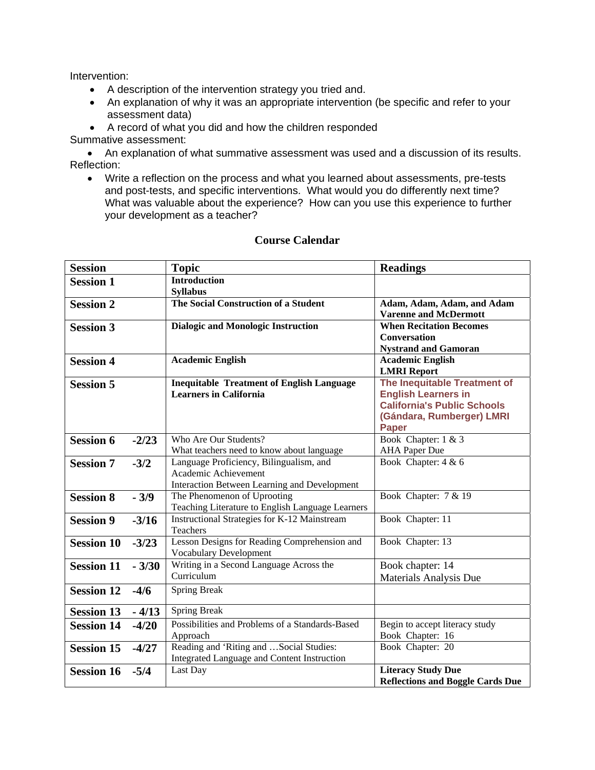Intervention:

- A description of the intervention strategy you tried and.
- An explanation of why it was an appropriate intervention (be specific and refer to your assessment data)
- A record of what you did and how the children responded

Summative assessment:

- An explanation of what summative assessment was used and a discussion of its results.

Reflection:

- Write a reflection on the process and what you learned about assessments, pre-tests and post-tests, and specific interventions. What would you do differently next time? What was valuable about the experience? How can you use this experience to further your development as a teacher?

## Course Calendar

| Session | Topic | Readings |
|---|---|---|
| **Session 1** | **Introduction**<br>**Syllabus** | |
| **Session 2** | **The Social Construction of a Student** | **Adam, Adam, Adam, and Adam**<br>**Varenne and McDermott** |
| **Session 3** | **Dialogic and Monologic Instruction** | **When Recitation Becomes Conversation**<br>**Nystrand and Gamoran** |
| **Session 4** | **Academic English** | **Academic English**<br>**LMRI Report** |
| **Session 5** | **Inequitable Treatment of English Language Learners in California** | **The Inequitable Treatment of English Learners in California's Public Schools (Gándara, Rumberger) LMRI Paper** |
| **Session 6 -2/23** | Who Are Our Students?<br>What teachers need to know about language | Book Chapter: 1 & 3<br>AHA Paper Due |
| **Session 7 -3/2** | Language Proficiency, Bilingualism, and Academic Achievement<br>Interaction Between Learning and Development | Book Chapter: 4 & 6 |
| **Session 8 - 3/9** | The Phenomenon of Uprooting<br>Teaching Literature to English Language Learners | Book Chapter: 7 & 19 |
| **Session 9 -3/16** | Instructional Strategies for K-12 Mainstream Teachers | Book Chapter: 11 |
| **Session 10 -3/23** | Lesson Designs for Reading Comprehension and Vocabulary Development | Book Chapter: 13 |
| **Session 11 - 3/30** | Writing in a Second Language Across the Curriculum | Book chapter: 14<br>Materials Analysis Due |
| **Session 12 -4/6** | Spring Break | |
| **Session 13 - 4/13** | Spring Break | |
| **Session 14 -4/20** | Possibilities and Problems of a Standards-Based Approach | Begin to accept literacy study<br>Book Chapter: 16 |
| **Session 15 -4/27** | Reading and 'Riting and …Social Studies: Integrated Language and Content Instruction | Book Chapter: 20 |
| **Session 16 -5/4** | Last Day | **Literacy Study Due**<br>**Reflections and Boggle Cards Due** |